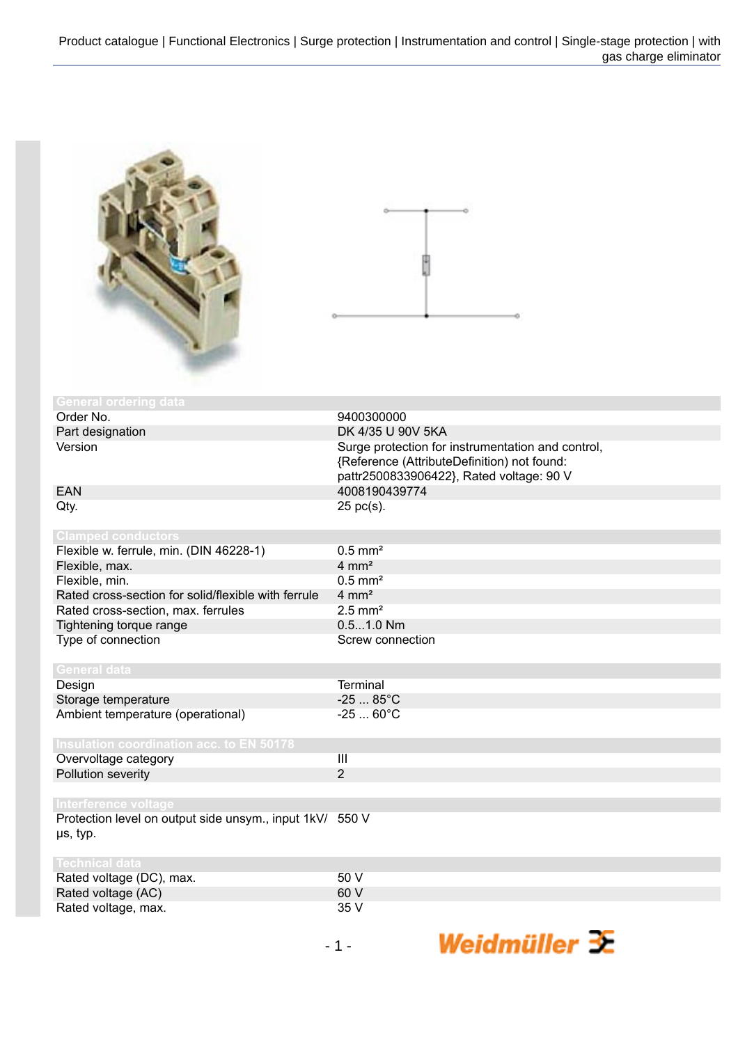| General ordering data | |
|---|---|
| Order No. | 9400300000 |
| Part designation | DK 4/35 U 90V 5KA |
| Version | Surge protection for instrumentation and control, {Reference (AttributeDefinition) not found: pattr2500833906422}, Rated voltage: 90 V |
| EAN | 4008190439774 |
| Qty. | 25 pc(s). |

| Clamped conductors | |
|---|---|
| Flexible w. ferrule, min. (DIN 46228-1) | 0.5 mm² |
| Flexible, max. | 4 mm² |
| Flexible, min. | 0.5 mm² |
| Rated cross-section for solid/flexible with ferrule | 4 mm² |
| Rated cross-section, max. ferrules | 2.5 mm² |
| Tightening torque range | 0.5...1.0 Nm |
| Type of connection | Screw connection |

| General data | |
|---|---|
| Design | Terminal |
| Storage temperature | -25 ... 85°C |
| Ambient temperature (operational) | -25 ... 60°C |

| Insulation coordination acc. to EN 50178 | |
|---|---|
| Overvoltage category | III |
| Pollution severity | 2 |

| Interference voltage | |
|---|---|
| Protection level on output side unsym., input 1kV/µs, typ. | 550 V |

| Technical data | |
|---|---|
| Rated voltage (DC), max. | 50 V |
| Rated voltage (AC) | 60 V |
| Rated voltage, max. | 35 V |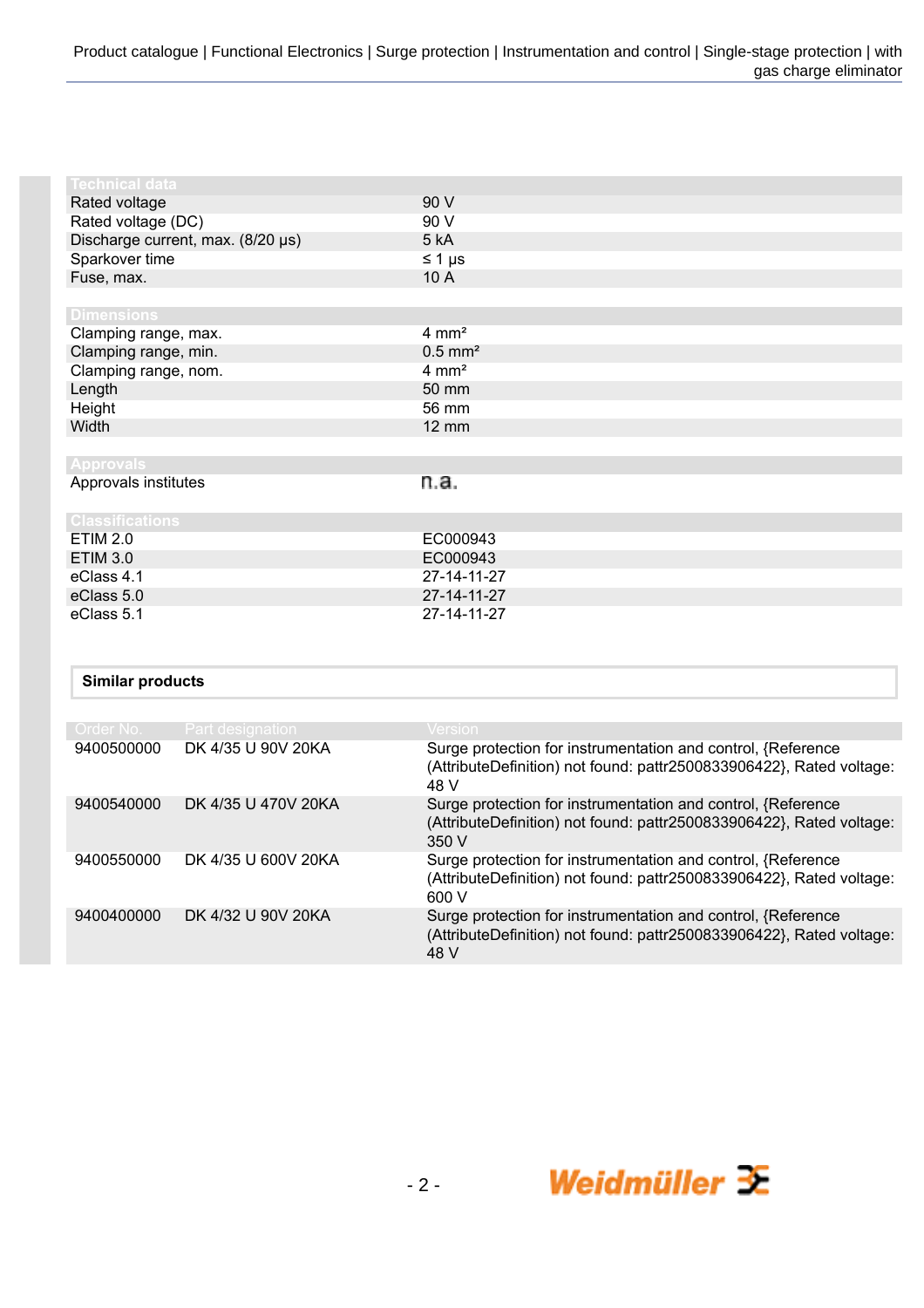| Technical data | |
|---|---|
| Rated voltage | 90 V |
| Rated voltage (DC) | 90 V |
| Discharge current, max. (8/20 µs) | 5 kA |
| Sparkover time | ≤ 1 µs |
| Fuse, max. | 10 A |

| Dimensions | |
|---|---|
| Clamping range, max. | 4 mm² |
| Clamping range, min. | 0.5 mm² |
| Clamping range, nom. | 4 mm² |
| Length | 50 mm |
| Height | 56 mm |
| Width | 12 mm |

| Approvals | |
|---|---|
| Approvals institutes | n.a. |

| Classifications | |
|---|---|
| ETIM 2.0 | EC000943 |
| ETIM 3.0 | EC000943 |
| eClass 4.1 | 27-14-11-27 |
| eClass 5.0 | 27-14-11-27 |
| eClass 5.1 | 27-14-11-27 |

**Similar products**

| Order No. | Part designation | Version |
|---|---|---|
| 9400500000 | DK 4/35 U 90V 20KA | Surge protection for instrumentation and control, {Reference (AttributeDefinition) not found: pattr2500833906422}, Rated voltage: 48 V |
| 9400540000 | DK 4/35 U 470V 20KA | Surge protection for instrumentation and control, {Reference (AttributeDefinition) not found: pattr2500833906422}, Rated voltage: 350 V |
| 9400550000 | DK 4/35 U 600V 20KA | Surge protection for instrumentation and control, {Reference (AttributeDefinition) not found: pattr2500833906422}, Rated voltage: 600 V |
| 9400400000 | DK 4/32 U 90V 20KA | Surge protection for instrumentation and control, {Reference (AttributeDefinition) not found: pattr2500833906422}, Rated voltage: 48 V |